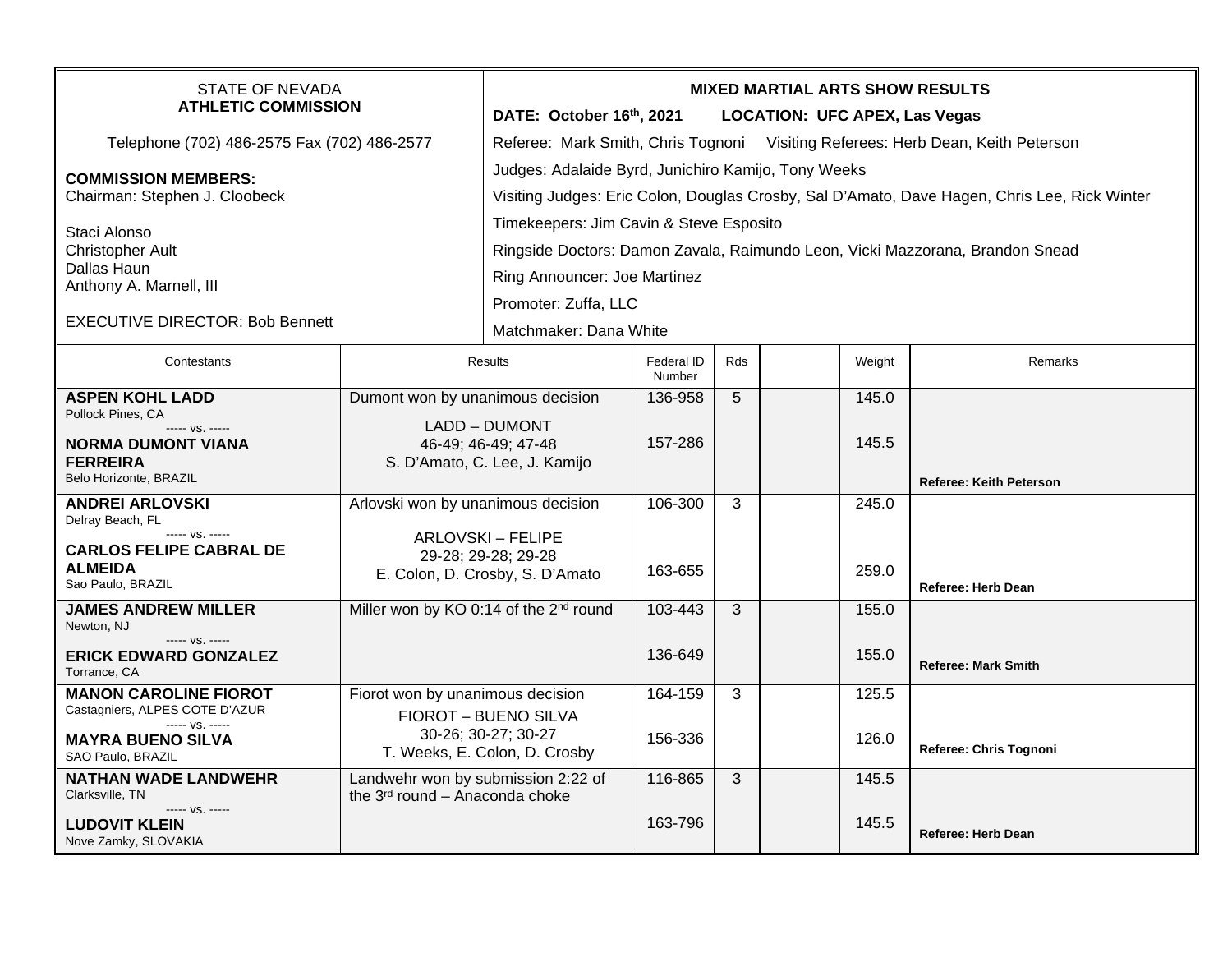STATE OF NEVADA
**ATHLETIC COMMISSION**

Telephone (702) 486-2575 Fax (702) 486-2577

**COMMISSION MEMBERS:**
Chairman: Stephen J. Cloobeck

Staci Alonso
Christopher Ault
Dallas Haun
Anthony A. Marnell, III

EXECUTIVE DIRECTOR: Bob Bennett

**MIXED MARTIAL ARTS SHOW RESULTS**

**DATE: October 16th, 2021 LOCATION: UFC APEX, Las Vegas**

Referee: Mark Smith, Chris Tognoni Visiting Referees: Herb Dean, Keith Peterson

Judges: Adalaide Byrd, Junichiro Kamijo, Tony Weeks

Visiting Judges: Eric Colon, Douglas Crosby, Sal D'Amato, Dave Hagen, Chris Lee, Rick Winter

Timekeepers: Jim Cavin & Steve Esposito

Ringside Doctors: Damon Zavala, Raimundo Leon, Vicki Mazzorana, Brandon Snead

Ring Announcer: Joe Martinez

Promoter: Zuffa, LLC

Matchmaker: Dana White

| Contestants | Results | Federal ID Number | Rds | | Weight | Remarks |
|---|---|---|---|---|---|---|
| **ASPEN KOHL LADD** Pollock Pines, CA ----- vs. ----- **NORMA DUMONT VIANA FERREIRA** Belo Horizonte, BRAZIL | Dumont won by unanimous decision LADD – DUMONT 46-49; 46-49; 47-48 S. D'Amato, C. Lee, J. Kamijo | 136-958 157-286 | 5 | | 145.0 145.5 | **Referee: Keith Peterson** |
| **ANDREI ARLOVSKI** Delray Beach, FL ----- vs. ----- **CARLOS FELIPE CABRAL DE ALMEIDA** Sao Paulo, BRAZIL | Arlovski won by unanimous decision ARLOVSKI – FELIPE 29-28; 29-28; 29-28 E. Colon, D. Crosby, S. D'Amato | 106-300 163-655 | 3 | | 245.0 259.0 | **Referee: Herb Dean** |
| **JAMES ANDREW MILLER** Newton, NJ ----- vs. ----- **ERICK EDWARD GONZALEZ** Torrance, CA | Miller won by KO 0:14 of the 2nd round | 103-443 136-649 | 3 | | 155.0 155.0 | **Referee: Mark Smith** |
| **MANON CAROLINE FIOROT** Castagniers, ALPES COTE D'AZUR ----- vs. ----- **MAYRA BUENO SILVA** SAO Paulo, BRAZIL | Fiorot won by unanimous decision FIOROT – BUENO SILVA 30-26; 30-27; 30-27 T. Weeks, E. Colon, D. Crosby | 164-159 156-336 | 3 | | 125.5 126.0 | **Referee: Chris Tognoni** |
| **NATHAN WADE LANDWEHR** Clarksville, TN ----- vs. ----- **LUDOVIT KLEIN** Nove Zamky, SLOVAKIA | Landwehr won by submission 2:22 of the 3rd round – Anaconda choke | 116-865 163-796 | 3 | | 145.5 145.5 | **Referee: Herb Dean** |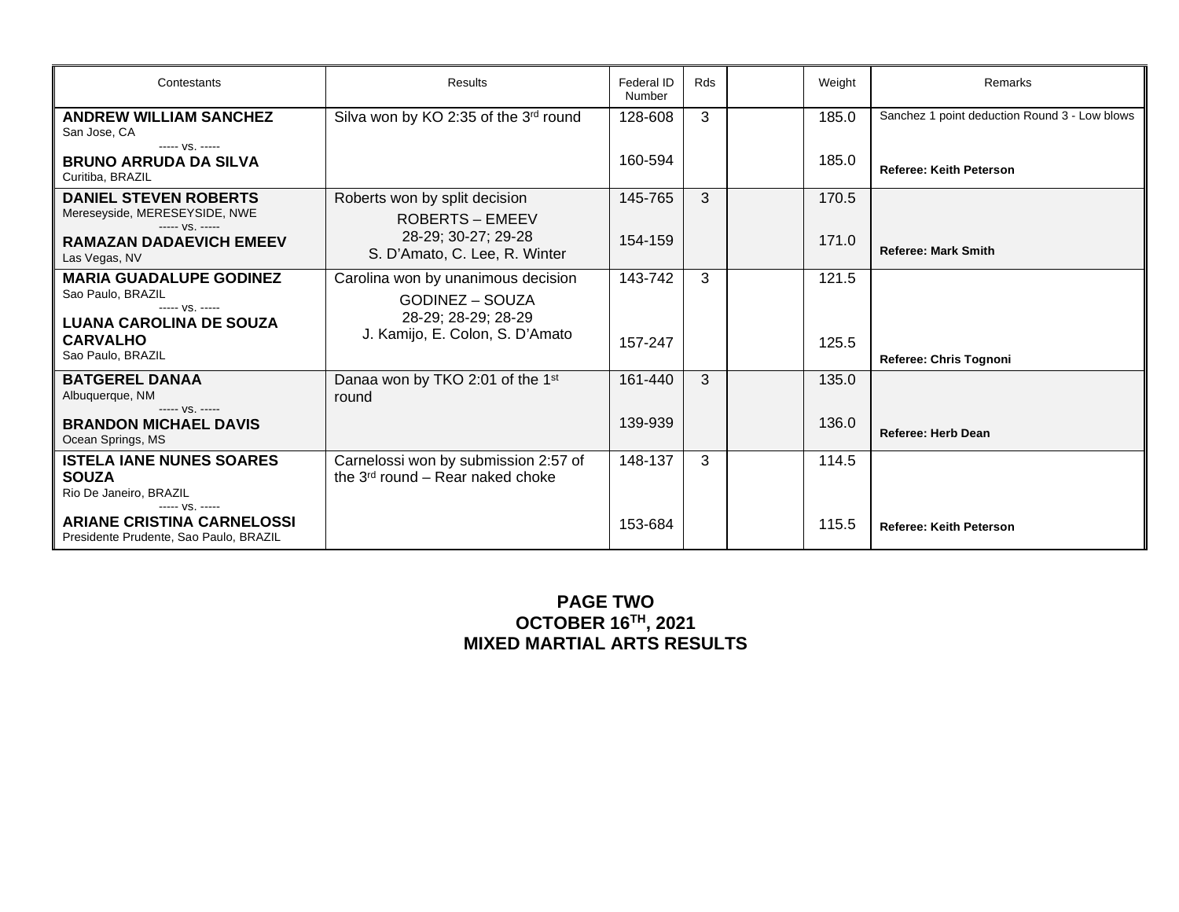| Contestants | Results | Federal ID Number | Rds | | Weight | Remarks |
|---|---|---|---|---|---|---|
| **ANDREW WILLIAM SANCHEZ**<br>San Jose, CA<br>----- vs. -----<br>**BRUNO ARRUDA DA SILVA**<br>Curitiba, BRAZIL | Silva won by KO 2:35 of the 3rd round | 128-608<br><br>160-594 | 3 | | 185.0<br><br>185.0 | Sanchez 1 point deduction Round 3 - Low blows<br><br>**Referee: Keith Peterson** |
| **DANIEL STEVEN ROBERTS**<br>Mereseyside, MERESEYSIDE, NWE<br>----- vs. -----<br>**RAMAZAN DADAEVICH EMEEV**<br>Las Vegas, NV | Roberts won by split decision<br>ROBERTS – EMEEV<br>28-29; 30-27; 29-28<br>S. D'Amato, C. Lee, R. Winter | 145-765<br><br>154-159 | 3 | | 170.5<br><br>171.0 | **Referee: Mark Smith** |
| **MARIA GUADALUPE GODINEZ**<br>Sao Paulo, BRAZIL<br>----- vs. -----<br>**LUANA CAROLINA DE SOUZA CARVALHO**<br>Sao Paulo, BRAZIL | Carolina won by unanimous decision<br>GODINEZ – SOUZA<br>28-29; 28-29; 28-29<br>J. Kamijo, E. Colon, S. D'Amato | 143-742<br><br>157-247 | 3 | | 121.5<br><br>125.5 | **Referee: Chris Tognoni** |
| **BATGEREL DANAA**<br>Albuquerque, NM<br>----- vs. -----<br>**BRANDON MICHAEL DAVIS**<br>Ocean Springs, MS | Danaa won by TKO 2:01 of the 1st round | 161-440<br><br>139-939 | 3 | | 135.0<br><br>136.0 | **Referee: Herb Dean** |
| **ISTELA IANE NUNES SOARES SOUZA**<br>Rio De Janeiro, BRAZIL<br>----- vs. -----<br>**ARIANE CRISTINA CARNELOSSI**<br>Presidente Prudente, Sao Paulo, BRAZIL | Carnelossi won by submission 2:57 of the 3rd round – Rear naked choke | 148-137<br><br>153-684 | 3 | | 114.5<br><br>115.5 | **Referee: Keith Peterson** |

**PAGE TWO**
**OCTOBER 16TH, 2021**
**MIXED MARTIAL ARTS RESULTS**